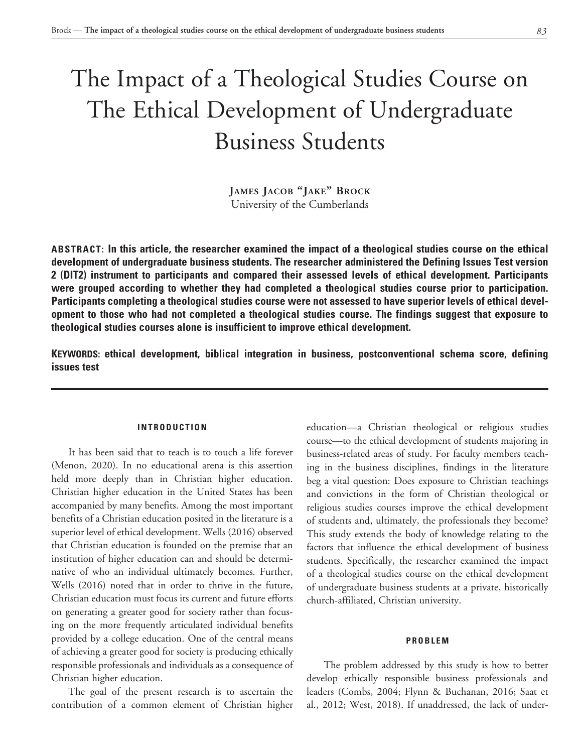# The Impact of a Theological Studies Course on The Ethical Development of Undergraduate Business Students

**James Jacob "Jake" Brock**
University of the Cumberlands

**ABSTRACT: In this article, the researcher examined the impact of a theological studies course on the ethical development of undergraduate business students. The researcher administered the Defining Issues Test version 2 (DIT2) instrument to participants and compared their assessed levels of ethical development. Participants were grouped according to whether they had completed a theological studies course prior to participation. Participants completing a theological studies course were not assessed to have superior levels of ethical development to those who had not completed a theological studies course. The findings suggest that exposure to theological studies courses alone is insufficient to improve ethical development.**

**KEYWORDS: ethical development, biblical integration in business, postconventional schema score, defining issues test**

## INTRODUCTION

It has been said that to teach is to touch a life forever (Menon, 2020). In no educational arena is this assertion held more deeply than in Christian higher education. Christian higher education in the United States has been accompanied by many benefits. Among the most important benefits of a Christian education posited in the literature is a superior level of ethical development. Wells (2016) observed that Christian education is founded on the premise that an institution of higher education can and should be determinative of who an individual ultimately becomes. Further, Wells (2016) noted that in order to thrive in the future, Christian education must focus its current and future efforts on generating a greater good for society rather than focusing on the more frequently articulated individual benefits provided by a college education. One of the central means of achieving a greater good for society is producing ethically responsible professionals and individuals as a consequence of Christian higher education.

The goal of the present research is to ascertain the contribution of a common element of Christian higher education—a Christian theological or religious studies course—to the ethical development of students majoring in business-related areas of study. For faculty members teaching in the business disciplines, findings in the literature beg a vital question: Does exposure to Christian teachings and convictions in the form of Christian theological or religious studies courses improve the ethical development of students and, ultimately, the professionals they become? This study extends the body of knowledge relating to the factors that influence the ethical development of business students. Specifically, the researcher examined the impact of a theological studies course on the ethical development of undergraduate business students at a private, historically church-affiliated, Christian university.

## PROBLEM

The problem addressed by this study is how to better develop ethically responsible business professionals and leaders (Combs, 2004; Flynn & Buchanan, 2016; Saat et al., 2012; West, 2018). If unaddressed, the lack of under-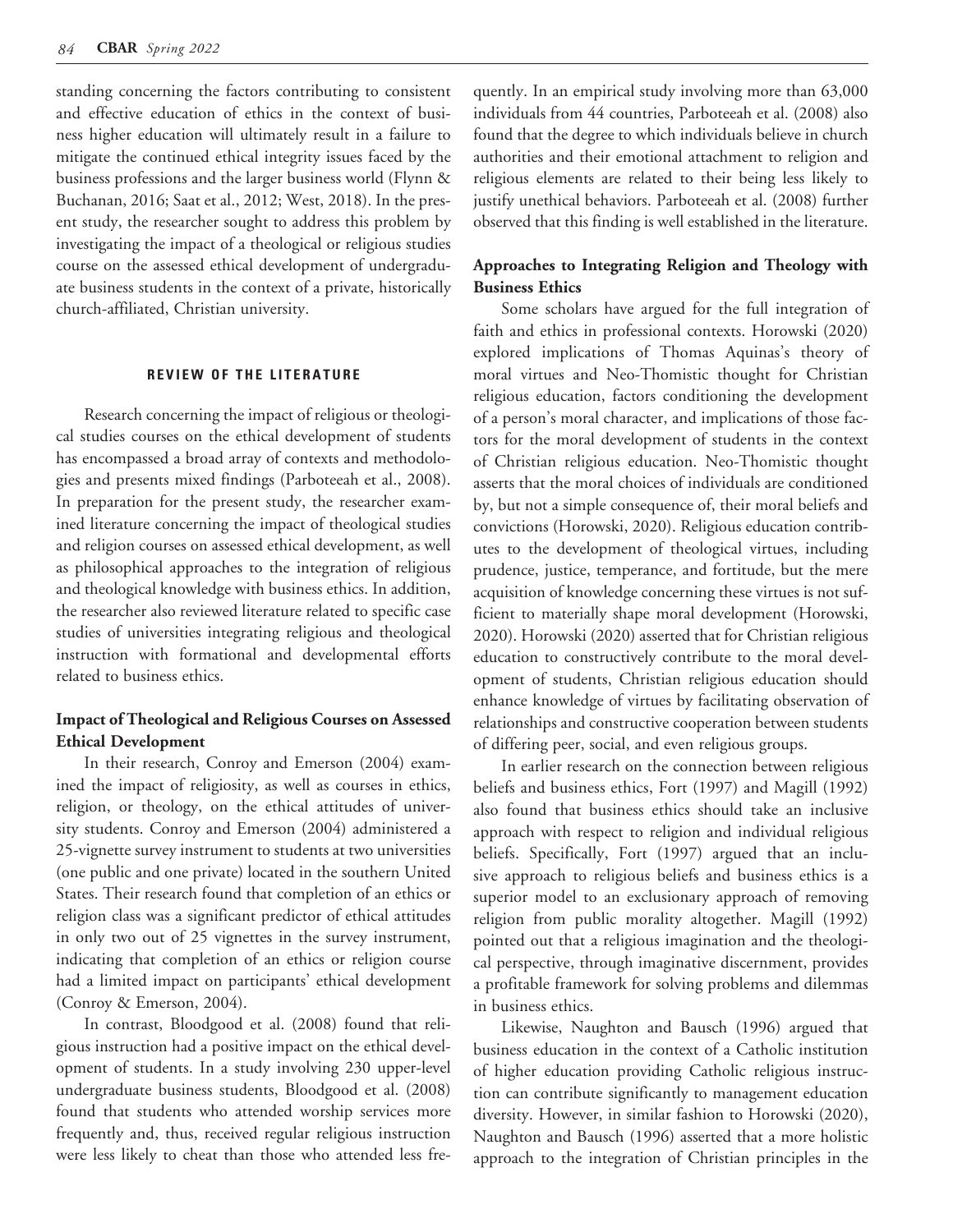standing concerning the factors contributing to consistent and effective education of ethics in the context of business higher education will ultimately result in a failure to mitigate the continued ethical integrity issues faced by the business professions and the larger business world (Flynn & Buchanan, 2016; Saat et al., 2012; West, 2018). In the present study, the researcher sought to address this problem by investigating the impact of a theological or religious studies course on the assessed ethical development of undergraduate business students in the context of a private, historically church-affiliated, Christian university.

## REVIEW OF THE LITERATURE

Research concerning the impact of religious or theological studies courses on the ethical development of students has encompassed a broad array of contexts and methodologies and presents mixed findings (Parboteeah et al., 2008). In preparation for the present study, the researcher examined literature concerning the impact of theological studies and religion courses on assessed ethical development, as well as philosophical approaches to the integration of religious and theological knowledge with business ethics. In addition, the researcher also reviewed literature related to specific case studies of universities integrating religious and theological instruction with formational and developmental efforts related to business ethics.

### Impact of Theological and Religious Courses on Assessed Ethical Development

In their research, Conroy and Emerson (2004) examined the impact of religiosity, as well as courses in ethics, religion, or theology, on the ethical attitudes of university students. Conroy and Emerson (2004) administered a 25-vignette survey instrument to students at two universities (one public and one private) located in the southern United States. Their research found that completion of an ethics or religion class was a significant predictor of ethical attitudes in only two out of 25 vignettes in the survey instrument, indicating that completion of an ethics or religion course had a limited impact on participants' ethical development (Conroy & Emerson, 2004).

In contrast, Bloodgood et al. (2008) found that religious instruction had a positive impact on the ethical development of students. In a study involving 230 upper-level undergraduate business students, Bloodgood et al. (2008) found that students who attended worship services more frequently and, thus, received regular religious instruction were less likely to cheat than those who attended less frequently. In an empirical study involving more than 63,000 individuals from 44 countries, Parboteeah et al. (2008) also found that the degree to which individuals believe in church authorities and their emotional attachment to religion and religious elements are related to their being less likely to justify unethical behaviors. Parboteeah et al. (2008) further observed that this finding is well established in the literature.

### Approaches to Integrating Religion and Theology with Business Ethics

Some scholars have argued for the full integration of faith and ethics in professional contexts. Horowski (2020) explored implications of Thomas Aquinas's theory of moral virtues and Neo-Thomistic thought for Christian religious education, factors conditioning the development of a person's moral character, and implications of those factors for the moral development of students in the context of Christian religious education. Neo-Thomistic thought asserts that the moral choices of individuals are conditioned by, but not a simple consequence of, their moral beliefs and convictions (Horowski, 2020). Religious education contributes to the development of theological virtues, including prudence, justice, temperance, and fortitude, but the mere acquisition of knowledge concerning these virtues is not sufficient to materially shape moral development (Horowski, 2020). Horowski (2020) asserted that for Christian religious education to constructively contribute to the moral development of students, Christian religious education should enhance knowledge of virtues by facilitating observation of relationships and constructive cooperation between students of differing peer, social, and even religious groups.

In earlier research on the connection between religious beliefs and business ethics, Fort (1997) and Magill (1992) also found that business ethics should take an inclusive approach with respect to religion and individual religious beliefs. Specifically, Fort (1997) argued that an inclusive approach to religious beliefs and business ethics is a superior model to an exclusionary approach of removing religion from public morality altogether. Magill (1992) pointed out that a religious imagination and the theological perspective, through imaginative discernment, provides a profitable framework for solving problems and dilemmas in business ethics.

Likewise, Naughton and Bausch (1996) argued that business education in the context of a Catholic institution of higher education providing Catholic religious instruction can contribute significantly to management education diversity. However, in similar fashion to Horowski (2020), Naughton and Bausch (1996) asserted that a more holistic approach to the integration of Christian principles in the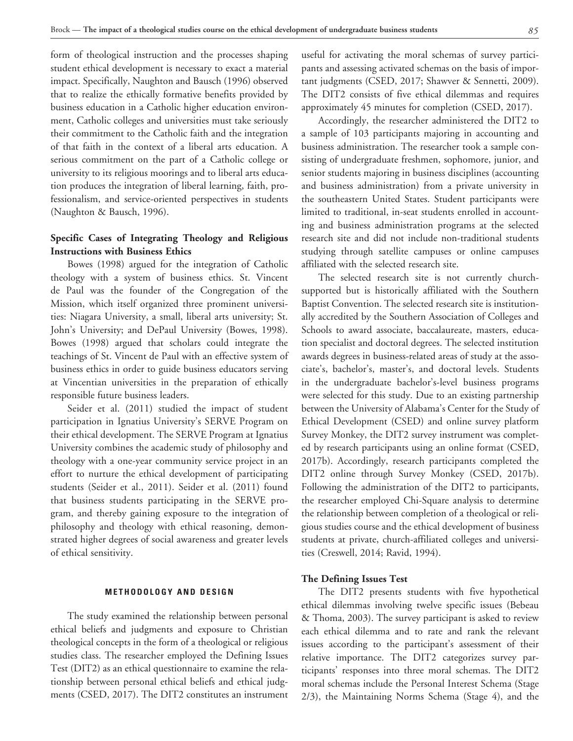form of theological instruction and the processes shaping student ethical development is necessary to exact a material impact. Specifically, Naughton and Bausch (1996) observed that to realize the ethically formative benefits provided by business education in a Catholic higher education environment, Catholic colleges and universities must take seriously their commitment to the Catholic faith and the integration of that faith in the context of a liberal arts education. A serious commitment on the part of a Catholic college or university to its religious moorings and to liberal arts education produces the integration of liberal learning, faith, professionalism, and service-oriented perspectives in students (Naughton & Bausch, 1996).

### Specific Cases of Integrating Theology and Religious Instructions with Business Ethics

Bowes (1998) argued for the integration of Catholic theology with a system of business ethics. St. Vincent de Paul was the founder of the Congregation of the Mission, which itself organized three prominent universities: Niagara University, a small, liberal arts university; St. John's University; and DePaul University (Bowes, 1998). Bowes (1998) argued that scholars could integrate the teachings of St. Vincent de Paul with an effective system of business ethics in order to guide business educators serving at Vincentian universities in the preparation of ethically responsible future business leaders.

Seider et al. (2011) studied the impact of student participation in Ignatius University's SERVE Program on their ethical development. The SERVE Program at Ignatius University combines the academic study of philosophy and theology with a one-year community service project in an effort to nurture the ethical development of participating students (Seider et al., 2011). Seider et al. (2011) found that business students participating in the SERVE program, and thereby gaining exposure to the integration of philosophy and theology with ethical reasoning, demonstrated higher degrees of social awareness and greater levels of ethical sensitivity.

## METHODOLOGY AND DESIGN

The study examined the relationship between personal ethical beliefs and judgments and exposure to Christian theological concepts in the form of a theological or religious studies class. The researcher employed the Defining Issues Test (DIT2) as an ethical questionnaire to examine the relationship between personal ethical beliefs and ethical judgments (CSED, 2017). The DIT2 constitutes an instrument useful for activating the moral schemas of survey participants and assessing activated schemas on the basis of important judgments (CSED, 2017; Shawver & Sennetti, 2009). The DIT2 consists of five ethical dilemmas and requires approximately 45 minutes for completion (CSED, 2017).

Accordingly, the researcher administered the DIT2 to a sample of 103 participants majoring in accounting and business administration. The researcher took a sample consisting of undergraduate freshmen, sophomore, junior, and senior students majoring in business disciplines (accounting and business administration) from a private university in the southeastern United States. Student participants were limited to traditional, in-seat students enrolled in accounting and business administration programs at the selected research site and did not include non-traditional students studying through satellite campuses or online campuses affiliated with the selected research site.

The selected research site is not currently church-supported but is historically affiliated with the Southern Baptist Convention. The selected research site is institutionally accredited by the Southern Association of Colleges and Schools to award associate, baccalaureate, masters, education specialist and doctoral degrees. The selected institution awards degrees in business-related areas of study at the associate's, bachelor's, master's, and doctoral levels. Students in the undergraduate bachelor's-level business programs were selected for this study. Due to an existing partnership between the University of Alabama's Center for the Study of Ethical Development (CSED) and online survey platform Survey Monkey, the DIT2 survey instrument was completed by research participants using an online format (CSED, 2017b). Accordingly, research participants completed the DIT2 online through Survey Monkey (CSED, 2017b). Following the administration of the DIT2 to participants, the researcher employed Chi-Square analysis to determine the relationship between completion of a theological or religious studies course and the ethical development of business students at private, church-affiliated colleges and universities (Creswell, 2014; Ravid, 1994).

### The Defining Issues Test

The DIT2 presents students with five hypothetical ethical dilemmas involving twelve specific issues (Bebeau & Thoma, 2003). The survey participant is asked to review each ethical dilemma and to rate and rank the relevant issues according to the participant's assessment of their relative importance. The DIT2 categorizes survey participants' responses into three moral schemas. The DIT2 moral schemas include the Personal Interest Schema (Stage 2/3), the Maintaining Norms Schema (Stage 4), and the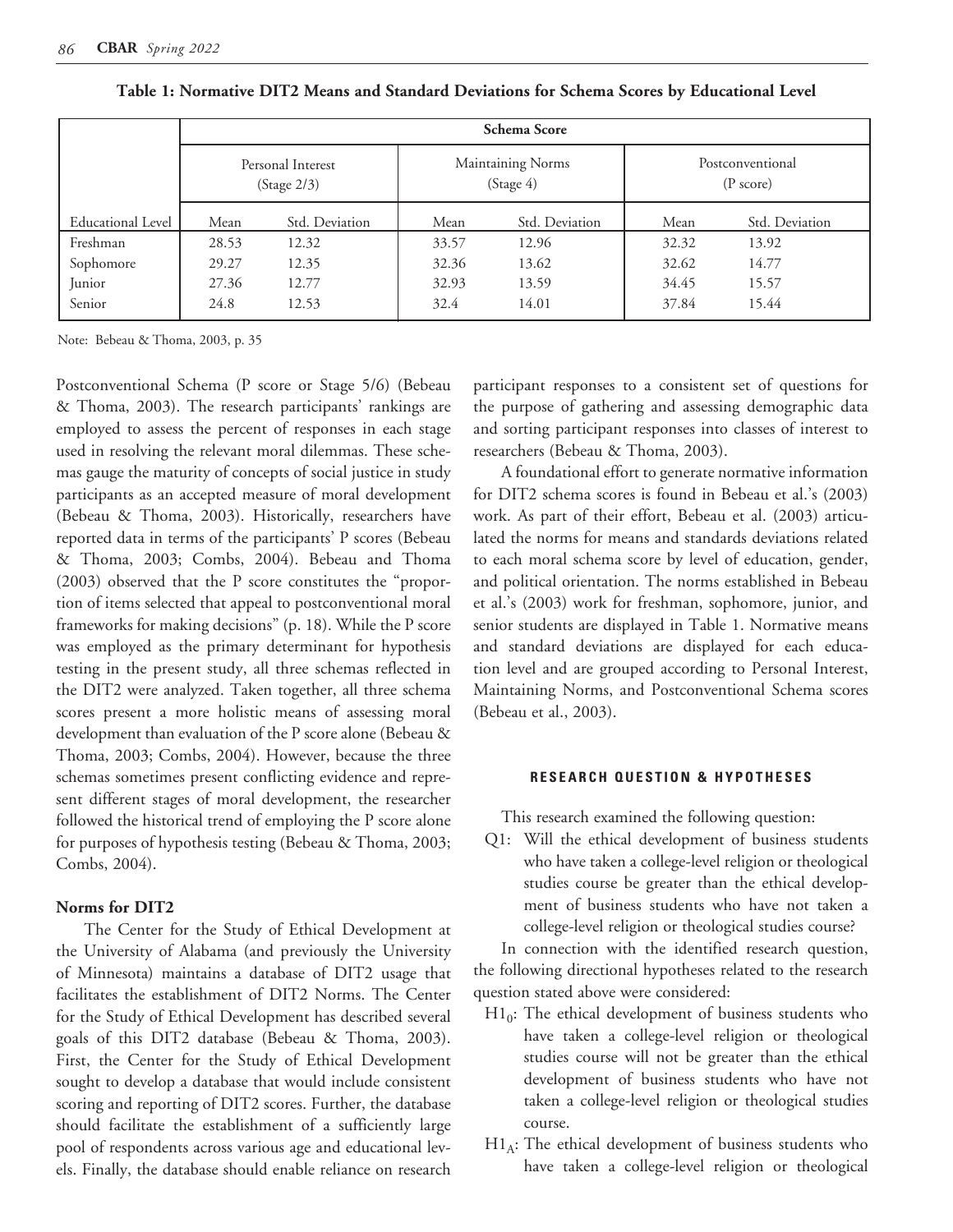**Table 1: Normative DIT2 Means and Standard Deviations for Schema Scores by Educational Level**

| | Schema Score | | | | | |
|---|---|---|---|---|---|---|
| | Personal Interest (Stage 2/3) | | Maintaining Norms (Stage 4) | | Postconventional (P score) | |
| Educational Level | Mean | Std. Deviation | Mean | Std. Deviation | Mean | Std. Deviation |
| Freshman | 28.53 | 12.32 | 33.57 | 12.96 | 32.32 | 13.92 |
| Sophomore | 29.27 | 12.35 | 32.36 | 13.62 | 32.62 | 14.77 |
| Junior | 27.36 | 12.77 | 32.93 | 13.59 | 34.45 | 15.57 |
| Senior | 24.8 | 12.53 | 32.4 | 14.01 | 37.84 | 15.44 |

Note: Bebeau & Thoma, 2003, p. 35

Postconventional Schema (P score or Stage 5/6) (Bebeau & Thoma, 2003). The research participants' rankings are employed to assess the percent of responses in each stage used in resolving the relevant moral dilemmas. These schemas gauge the maturity of concepts of social justice in study participants as an accepted measure of moral development (Bebeau & Thoma, 2003). Historically, researchers have reported data in terms of the participants' P scores (Bebeau & Thoma, 2003; Combs, 2004). Bebeau and Thoma (2003) observed that the P score constitutes the "proportion of items selected that appeal to postconventional moral frameworks for making decisions" (p. 18). While the P score was employed as the primary determinant for hypothesis testing in the present study, all three schemas reflected in the DIT2 were analyzed. Taken together, all three schema scores present a more holistic means of assessing moral development than evaluation of the P score alone (Bebeau & Thoma, 2003; Combs, 2004). However, because the three schemas sometimes present conflicting evidence and represent different stages of moral development, the researcher followed the historical trend of employing the P score alone for purposes of hypothesis testing (Bebeau & Thoma, 2003; Combs, 2004).

### Norms for DIT2

The Center for the Study of Ethical Development at the University of Alabama (and previously the University of Minnesota) maintains a database of DIT2 usage that facilitates the establishment of DIT2 Norms. The Center for the Study of Ethical Development has described several goals of this DIT2 database (Bebeau & Thoma, 2003). First, the Center for the Study of Ethical Development sought to develop a database that would include consistent scoring and reporting of DIT2 scores. Further, the database should facilitate the establishment of a sufficiently large pool of respondents across various age and educational levels. Finally, the database should enable reliance on research participant responses to a consistent set of questions for the purpose of gathering and assessing demographic data and sorting participant responses into classes of interest to researchers (Bebeau & Thoma, 2003).

A foundational effort to generate normative information for DIT2 schema scores is found in Bebeau et al.'s (2003) work. As part of their effort, Bebeau et al. (2003) articulated the norms for means and standards deviations related to each moral schema score by level of education, gender, and political orientation. The norms established in Bebeau et al.'s (2003) work for freshman, sophomore, junior, and senior students are displayed in Table 1. Normative means and standard deviations are displayed for each education level and are grouped according to Personal Interest, Maintaining Norms, and Postconventional Schema scores (Bebeau et al., 2003).

## RESEARCH QUESTION & HYPOTHESES

This research examined the following question:

Q1: Will the ethical development of business students who have taken a college-level religion or theological studies course be greater than the ethical development of business students who have not taken a college-level religion or theological studies course?

In connection with the identified research question, the following directional hypotheses related to the research question stated above were considered:

$H1_0$: The ethical development of business students who have taken a college-level religion or theological studies course will not be greater than the ethical development of business students who have not taken a college-level religion or theological studies course.

$H1_A$: The ethical development of business students who have taken a college-level religion or theological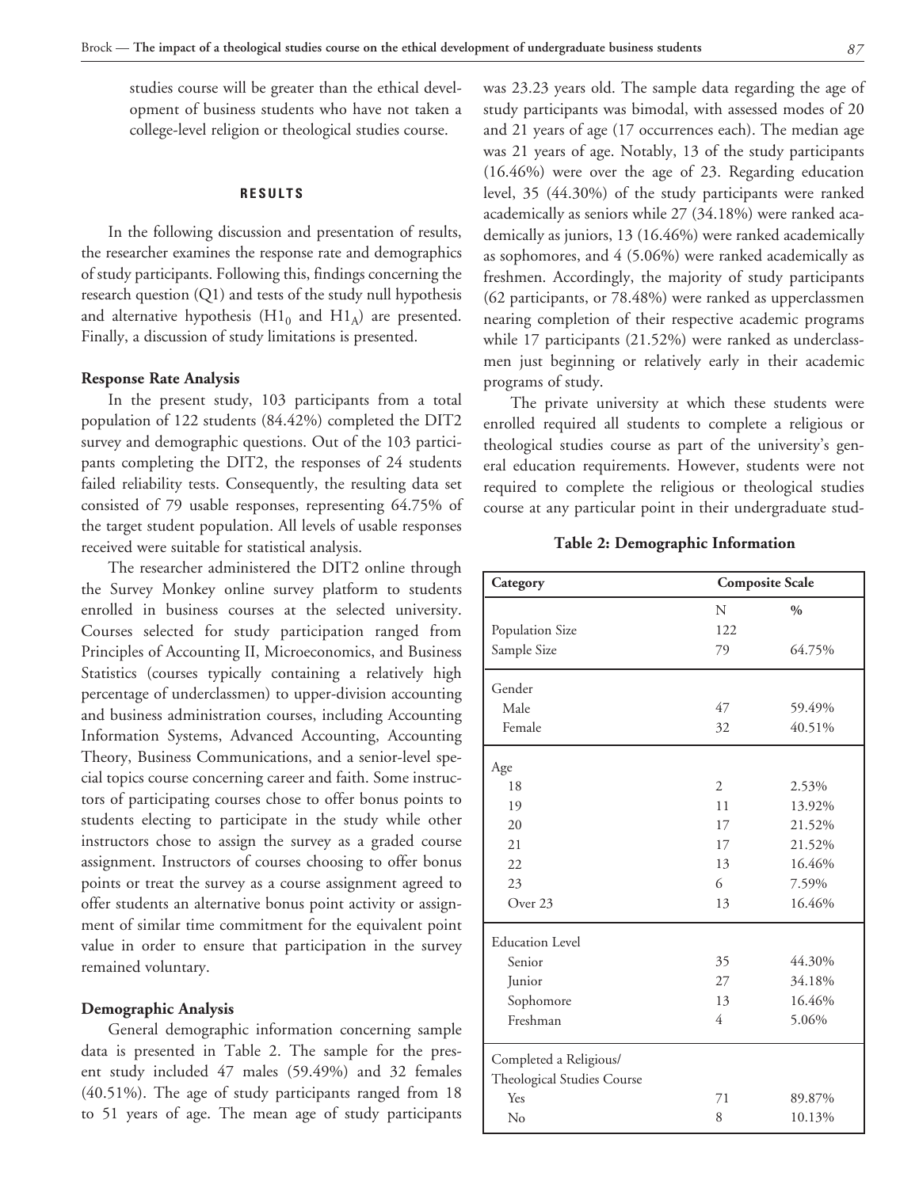studies course will be greater than the ethical development of business students who have not taken a college-level religion or theological studies course.

## RESULTS

In the following discussion and presentation of results, the researcher examines the response rate and demographics of study participants. Following this, findings concerning the research question (Q1) and tests of the study null hypothesis and alternative hypothesis ($H1_0$ and $H1_A$) are presented. Finally, a discussion of study limitations is presented.

### Response Rate Analysis

In the present study, 103 participants from a total population of 122 students (84.42%) completed the DIT2 survey and demographic questions. Out of the 103 participants completing the DIT2, the responses of 24 students failed reliability tests. Consequently, the resulting data set consisted of 79 usable responses, representing 64.75% of the target student population. All levels of usable responses received were suitable for statistical analysis.

The researcher administered the DIT2 online through the Survey Monkey online survey platform to students enrolled in business courses at the selected university. Courses selected for study participation ranged from Principles of Accounting II, Microeconomics, and Business Statistics (courses typically containing a relatively high percentage of underclassmen) to upper-division accounting and business administration courses, including Accounting Information Systems, Advanced Accounting, Accounting Theory, Business Communications, and a senior-level special topics course concerning career and faith. Some instructors of participating courses chose to offer bonus points to students electing to participate in the study while other instructors chose to assign the survey as a graded course assignment. Instructors of courses choosing to offer bonus points or treat the survey as a course assignment agreed to offer students an alternative bonus point activity or assignment of similar time commitment for the equivalent point value in order to ensure that participation in the survey remained voluntary.

### Demographic Analysis

General demographic information concerning sample data is presented in Table 2. The sample for the present study included 47 males (59.49%) and 32 females (40.51%). The age of study participants ranged from 18 to 51 years of age. The mean age of study participants was 23.23 years old. The sample data regarding the age of study participants was bimodal, with assessed modes of 20 and 21 years of age (17 occurrences each). The median age was 21 years of age. Notably, 13 of the study participants (16.46%) were over the age of 23. Regarding education level, 35 (44.30%) of the study participants were ranked academically as seniors while 27 (34.18%) were ranked academically as juniors, 13 (16.46%) were ranked academically as sophomores, and 4 (5.06%) were ranked academically as freshmen. Accordingly, the majority of study participants (62 participants, or 78.48%) were ranked as upperclassmen nearing completion of their respective academic programs while 17 participants (21.52%) were ranked as underclassmen just beginning or relatively early in their academic programs of study.

The private university at which these students were enrolled required all students to complete a religious or theological studies course as part of the university's general education requirements. However, students were not required to complete the religious or theological studies course at any particular point in their undergraduate stud-

**Table 2: Demographic Information**

| Category | Composite Scale | |
|---|---|---|
| | N | % |
| Population Size | 122 | |
| Sample Size | 79 | 64.75% |
| Gender | | |
| Male | 47 | 59.49% |
| Female | 32 | 40.51% |
| Age | | |
| 18 | 2 | 2.53% |
| 19 | 11 | 13.92% |
| 20 | 17 | 21.52% |
| 21 | 17 | 21.52% |
| 22 | 13 | 16.46% |
| 23 | 6 | 7.59% |
| Over 23 | 13 | 16.46% |
| Education Level | | |
| Senior | 35 | 44.30% |
| Junior | 27 | 34.18% |
| Sophomore | 13 | 16.46% |
| Freshman | 4 | 5.06% |
| Completed a Religious/ Theological Studies Course | | |
| Yes | 71 | 89.87% |
| No | 8 | 10.13% |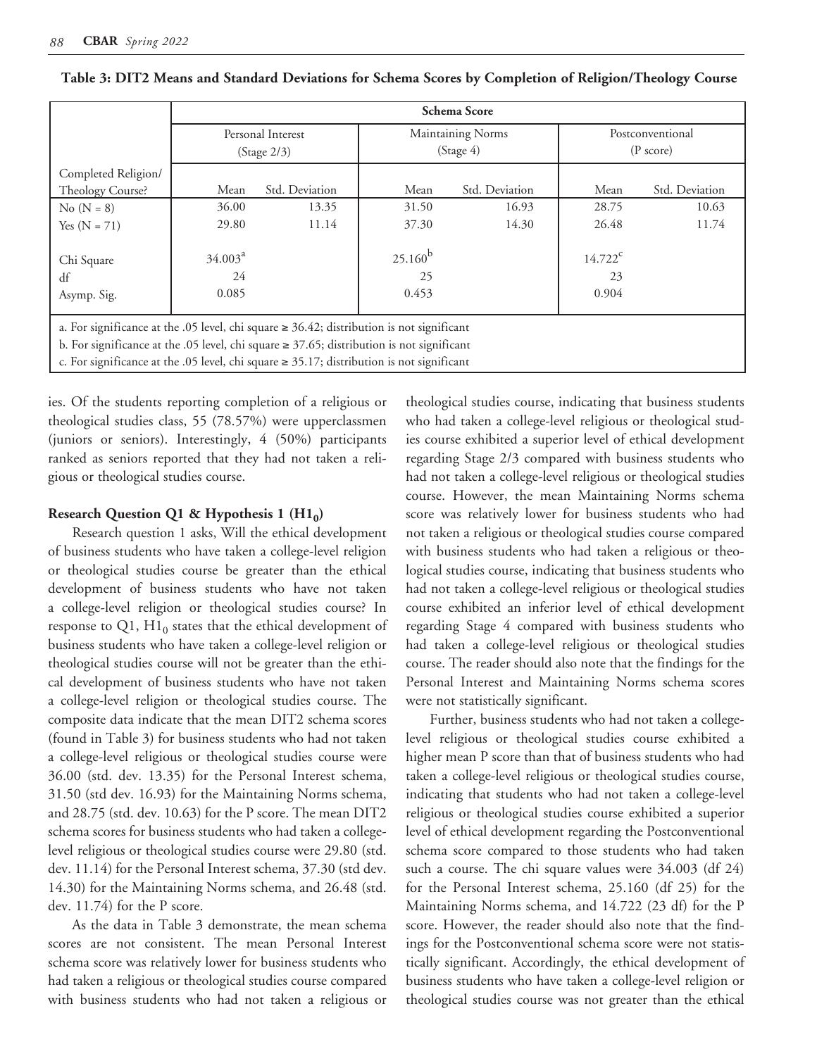**Table 3: DIT2 Means and Standard Deviations for Schema Scores by Completion of Religion/Theology Course**

| | Schema Score | | | | | |
|---|---|---|---|---|---|---|
| | Personal Interest (Stage 2/3) | | Maintaining Norms (Stage 4) | | Postconventional (P score) | |
| Completed Religion/ Theology Course? | Mean | Std. Deviation | Mean | Std. Deviation | Mean | Std. Deviation |
| No (N = 8) | 36.00 | 13.35 | 31.50 | 16.93 | 28.75 | 10.63 |
| Yes (N = 71) | 29.80 | 11.14 | 37.30 | 14.30 | 26.48 | 11.74 |
| Chi Square | 34.003[a] | | 25.160[b] | | 14.722[c] | |
| df | 24 | | 25 | | 23 | |
| Asymp. Sig. | 0.085 | | 0.453 | | 0.904 | |

a. For significance at the .05 level, chi square ≥ 36.42; distribution is not significant
b. For significance at the .05 level, chi square ≥ 37.65; distribution is not significant
c. For significance at the .05 level, chi square ≥ 35.17; distribution is not significant

ies. Of the students reporting completion of a religious or theological studies class, 55 (78.57%) were upperclassmen (juniors or seniors). Interestingly, 4 (50%) participants ranked as seniors reported that they had not taken a religious or theological studies course.

**Research Question Q1 & Hypothesis 1 ($H1_0$)**

Research question 1 asks, Will the ethical development of business students who have taken a college-level religion or theological studies course be greater than the ethical development of business students who have not taken a college-level religion or theological studies course? In response to Q1, $H1_0$ states that the ethical development of business students who have taken a college-level religion or theological studies course will not be greater than the ethical development of business students who have not taken a college-level religion or theological studies course. The composite data indicate that the mean DIT2 schema scores (found in Table 3) for business students who had not taken a college-level religious or theological studies course were 36.00 (std. dev. 13.35) for the Personal Interest schema, 31.50 (std dev. 16.93) for the Maintaining Norms schema, and 28.75 (std. dev. 10.63) for the P score. The mean DIT2 schema scores for business students who had taken a college-level religious or theological studies course were 29.80 (std. dev. 11.14) for the Personal Interest schema, 37.30 (std dev. 14.30) for the Maintaining Norms schema, and 26.48 (std. dev. 11.74) for the P score.

As the data in Table 3 demonstrate, the mean schema scores are not consistent. The mean Personal Interest schema score was relatively lower for business students who had taken a religious or theological studies course compared with business students who had not taken a religious or theological studies course, indicating that business students who had taken a college-level religious or theological studies course exhibited a superior level of ethical development regarding Stage 2/3 compared with business students who had not taken a college-level religious or theological studies course. However, the mean Maintaining Norms schema score was relatively lower for business students who had not taken a religious or theological studies course compared with business students who had taken a religious or theological studies course, indicating that business students who had not taken a college-level religious or theological studies course exhibited an inferior level of ethical development regarding Stage 4 compared with business students who had taken a college-level religious or theological studies course. The reader should also note that the findings for the Personal Interest and Maintaining Norms schema scores were not statistically significant.

Further, business students who had not taken a college-level religious or theological studies course exhibited a higher mean P score than that of business students who had taken a college-level religious or theological studies course, indicating that students who had not taken a college-level religious or theological studies course exhibited a superior level of ethical development regarding the Postconventional schema score compared to those students who had taken such a course. The chi square values were 34.003 (df 24) for the Personal Interest schema, 25.160 (df 25) for the Maintaining Norms schema, and 14.722 (23 df) for the P score. However, the reader should also note that the findings for the Postconventional schema score were not statistically significant. Accordingly, the ethical development of business students who have taken a college-level religion or theological studies course was not greater than the ethical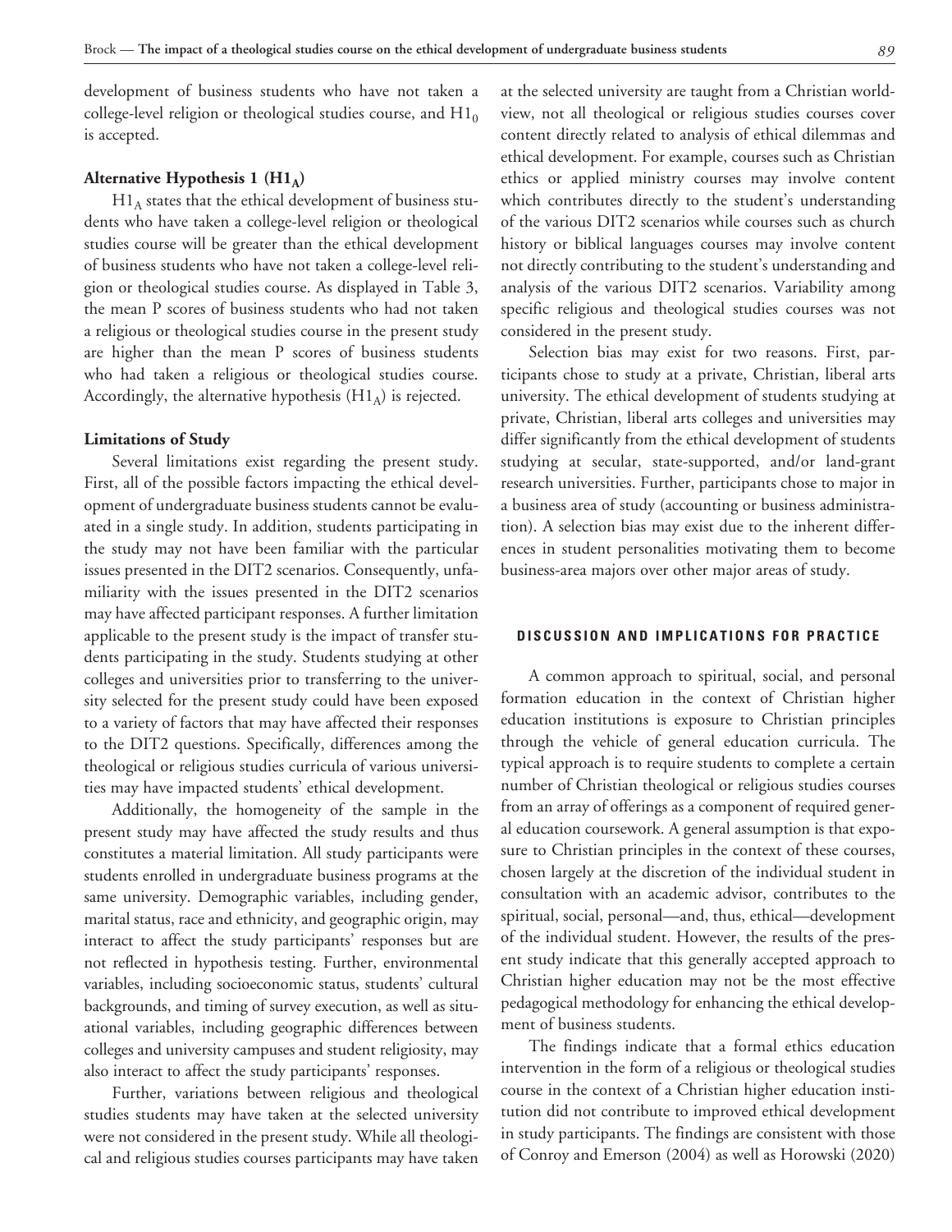development of business students who have not taken a college-level religion or theological studies course, and $H1_0$ is accepted.

#### Alternative Hypothesis 1 ($H1_A$)

$H1_A$ states that the ethical development of business students who have taken a college-level religion or theological studies course will be greater than the ethical development of business students who have not taken a college-level religion or theological studies course. As displayed in Table 3, the mean P scores of business students who had not taken a religious or theological studies course in the present study are higher than the mean P scores of business students who had taken a religious or theological studies course. Accordingly, the alternative hypothesis ($H1_A$) is rejected.

#### Limitations of Study

Several limitations exist regarding the present study. First, all of the possible factors impacting the ethical development of undergraduate business students cannot be evaluated in a single study. In addition, students participating in the study may not have been familiar with the particular issues presented in the DIT2 scenarios. Consequently, unfamiliarity with the issues presented in the DIT2 scenarios may have affected participant responses. A further limitation applicable to the present study is the impact of transfer students participating in the study. Students studying at other colleges and universities prior to transferring to the university selected for the present study could have been exposed to a variety of factors that may have affected their responses to the DIT2 questions. Specifically, differences among the theological or religious studies curricula of various universities may have impacted students' ethical development.

Additionally, the homogeneity of the sample in the present study may have affected the study results and thus constitutes a material limitation. All study participants were students enrolled in undergraduate business programs at the same university. Demographic variables, including gender, marital status, race and ethnicity, and geographic origin, may interact to affect the study participants' responses but are not reflected in hypothesis testing. Further, environmental variables, including socioeconomic status, students' cultural backgrounds, and timing of survey execution, as well as situational variables, including geographic differences between colleges and university campuses and student religiosity, may also interact to affect the study participants' responses.

Further, variations between religious and theological studies students may have taken at the selected university were not considered in the present study. While all theological and religious studies courses participants may have taken at the selected university are taught from a Christian worldview, not all theological or religious studies courses cover content directly related to analysis of ethical dilemmas and ethical development. For example, courses such as Christian ethics or applied ministry courses may involve content which contributes directly to the student's understanding of the various DIT2 scenarios while courses such as church history or biblical languages courses may involve content not directly contributing to the student's understanding and analysis of the various DIT2 scenarios. Variability among specific religious and theological studies courses was not considered in the present study.

Selection bias may exist for two reasons. First, participants chose to study at a private, Christian, liberal arts university. The ethical development of students studying at private, Christian, liberal arts colleges and universities may differ significantly from the ethical development of students studying at secular, state-supported, and/or land-grant research universities. Further, participants chose to major in a business area of study (accounting or business administration). A selection bias may exist due to the inherent differences in student personalities motivating them to become business-area majors over other major areas of study.

## DISCUSSION AND IMPLICATIONS FOR PRACTICE

A common approach to spiritual, social, and personal formation education in the context of Christian higher education institutions is exposure to Christian principles through the vehicle of general education curricula. The typical approach is to require students to complete a certain number of Christian theological or religious studies courses from an array of offerings as a component of required general education coursework. A general assumption is that exposure to Christian principles in the context of these courses, chosen largely at the discretion of the individual student in consultation with an academic advisor, contributes to the spiritual, social, personal—and, thus, ethical—development of the individual student. However, the results of the present study indicate that this generally accepted approach to Christian higher education may not be the most effective pedagogical methodology for enhancing the ethical development of business students.

The findings indicate that a formal ethics education intervention in the form of a religious or theological studies course in the context of a Christian higher education institution did not contribute to improved ethical development in study participants. The findings are consistent with those of Conroy and Emerson (2004) as well as Horowski (2020)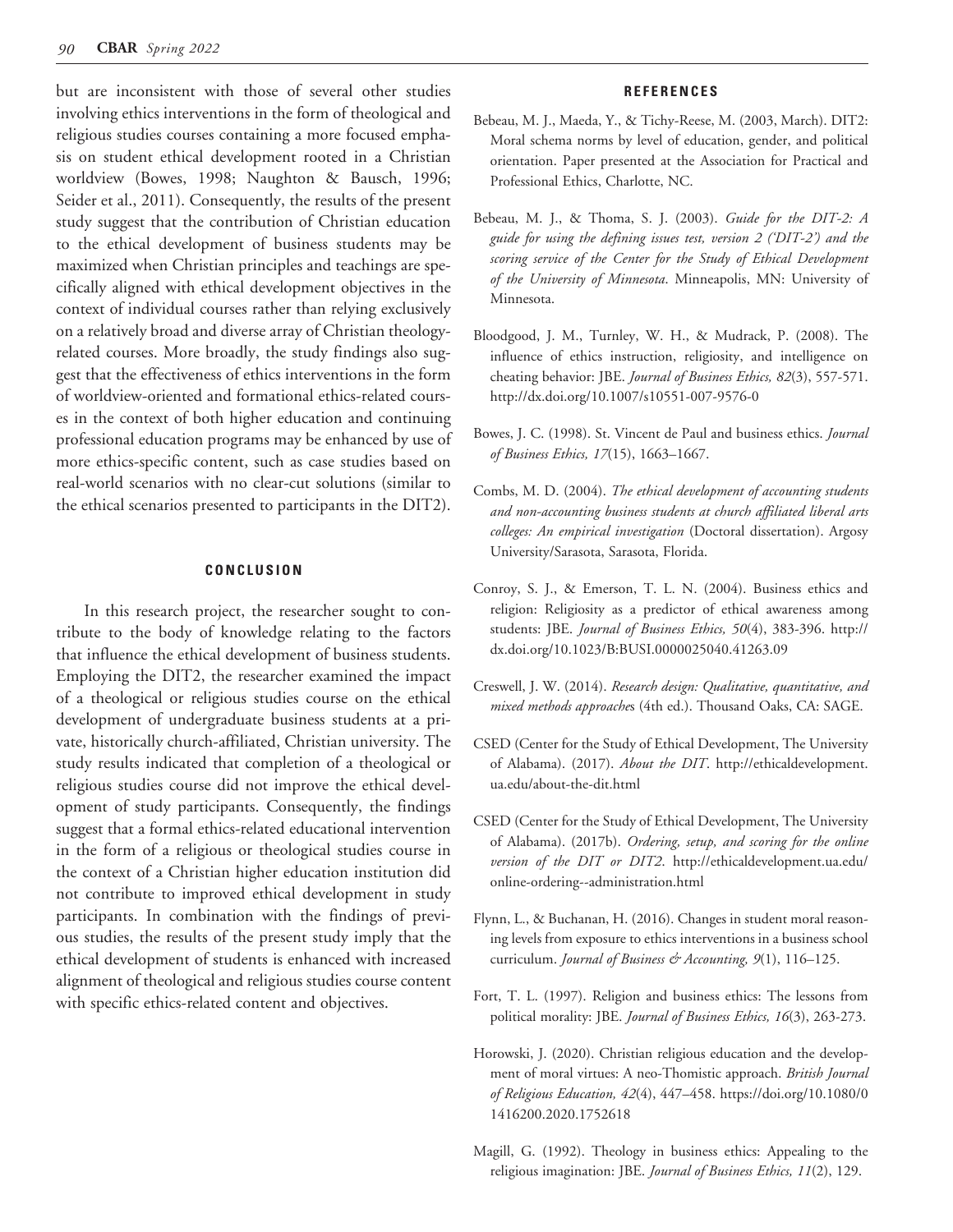but are inconsistent with those of several other studies involving ethics interventions in the form of theological and religious studies courses containing a more focused emphasis on student ethical development rooted in a Christian worldview (Bowes, 1998; Naughton & Bausch, 1996; Seider et al., 2011). Consequently, the results of the present study suggest that the contribution of Christian education to the ethical development of business students may be maximized when Christian principles and teachings are specifically aligned with ethical development objectives in the context of individual courses rather than relying exclusively on a relatively broad and diverse array of Christian theology-related courses. More broadly, the study findings also suggest that the effectiveness of ethics interventions in the form of worldview-oriented and formational ethics-related courses in the context of both higher education and continuing professional education programs may be enhanced by use of more ethics-specific content, such as case studies based on real-world scenarios with no clear-cut solutions (similar to the ethical scenarios presented to participants in the DIT2).

## CONCLUSION

In this research project, the researcher sought to contribute to the body of knowledge relating to the factors that influence the ethical development of business students. Employing the DIT2, the researcher examined the impact of a theological or religious studies course on the ethical development of undergraduate business students at a private, historically church-affiliated, Christian university. The study results indicated that completion of a theological or religious studies course did not improve the ethical development of study participants. Consequently, the findings suggest that a formal ethics-related educational intervention in the form of a religious or theological studies course in the context of a Christian higher education institution did not contribute to improved ethical development in study participants. In combination with the findings of previous studies, the results of the present study imply that the ethical development of students is enhanced with increased alignment of theological and religious studies course content with specific ethics-related content and objectives.

## REFERENCES

Bebeau, M. J., Maeda, Y., & Tichy-Reese, M. (2003, March). DIT2: Moral schema norms by level of education, gender, and political orientation. Paper presented at the Association for Practical and Professional Ethics, Charlotte, NC.

Bebeau, M. J., & Thoma, S. J. (2003). *Guide for the DIT-2: A guide for using the defining issues test, version 2 ('DIT-2') and the scoring service of the Center for the Study of Ethical Development of the University of Minnesota*. Minneapolis, MN: University of Minnesota.

Bloodgood, J. M., Turnley, W. H., & Mudrack, P. (2008). The influence of ethics instruction, religiosity, and intelligence on cheating behavior: JBE. *Journal of Business Ethics, 82*(3), 557-571. http://dx.doi.org/10.1007/s10551-007-9576-0

Bowes, J. C. (1998). St. Vincent de Paul and business ethics. *Journal of Business Ethics, 17*(15), 1663–1667.

Combs, M. D. (2004). *The ethical development of accounting students and non-accounting business students at church affiliated liberal arts colleges: An empirical investigation* (Doctoral dissertation). Argosy University/Sarasota, Sarasota, Florida.

Conroy, S. J., & Emerson, T. L. N. (2004). Business ethics and religion: Religiosity as a predictor of ethical awareness among students: JBE. *Journal of Business Ethics, 50*(4), 383-396. http://dx.doi.org/10.1023/B:BUSI.0000025040.41263.09

Creswell, J. W. (2014). *Research design: Qualitative, quantitative, and mixed methods approaches* (4th ed.). Thousand Oaks, CA: SAGE.

CSED (Center for the Study of Ethical Development, The University of Alabama). (2017). *About the DIT*. http://ethicaldevelopment.ua.edu/about-the-dit.html

CSED (Center for the Study of Ethical Development, The University of Alabama). (2017b). *Ordering, setup, and scoring for the online version of the DIT or DIT2*. http://ethicaldevelopment.ua.edu/online-ordering--administration.html

Flynn, L., & Buchanan, H. (2016). Changes in student moral reasoning levels from exposure to ethics interventions in a business school curriculum. *Journal of Business & Accounting, 9*(1), 116–125.

Fort, T. L. (1997). Religion and business ethics: The lessons from political morality: JBE. *Journal of Business Ethics, 16*(3), 263-273.

Horowski, J. (2020). Christian religious education and the development of moral virtues: A neo-Thomistic approach. *British Journal of Religious Education, 42*(4), 447–458. https://doi.org/10.1080/01416200.2020.1752618

Magill, G. (1992). Theology in business ethics: Appealing to the religious imagination: JBE. *Journal of Business Ethics, 11*(2), 129.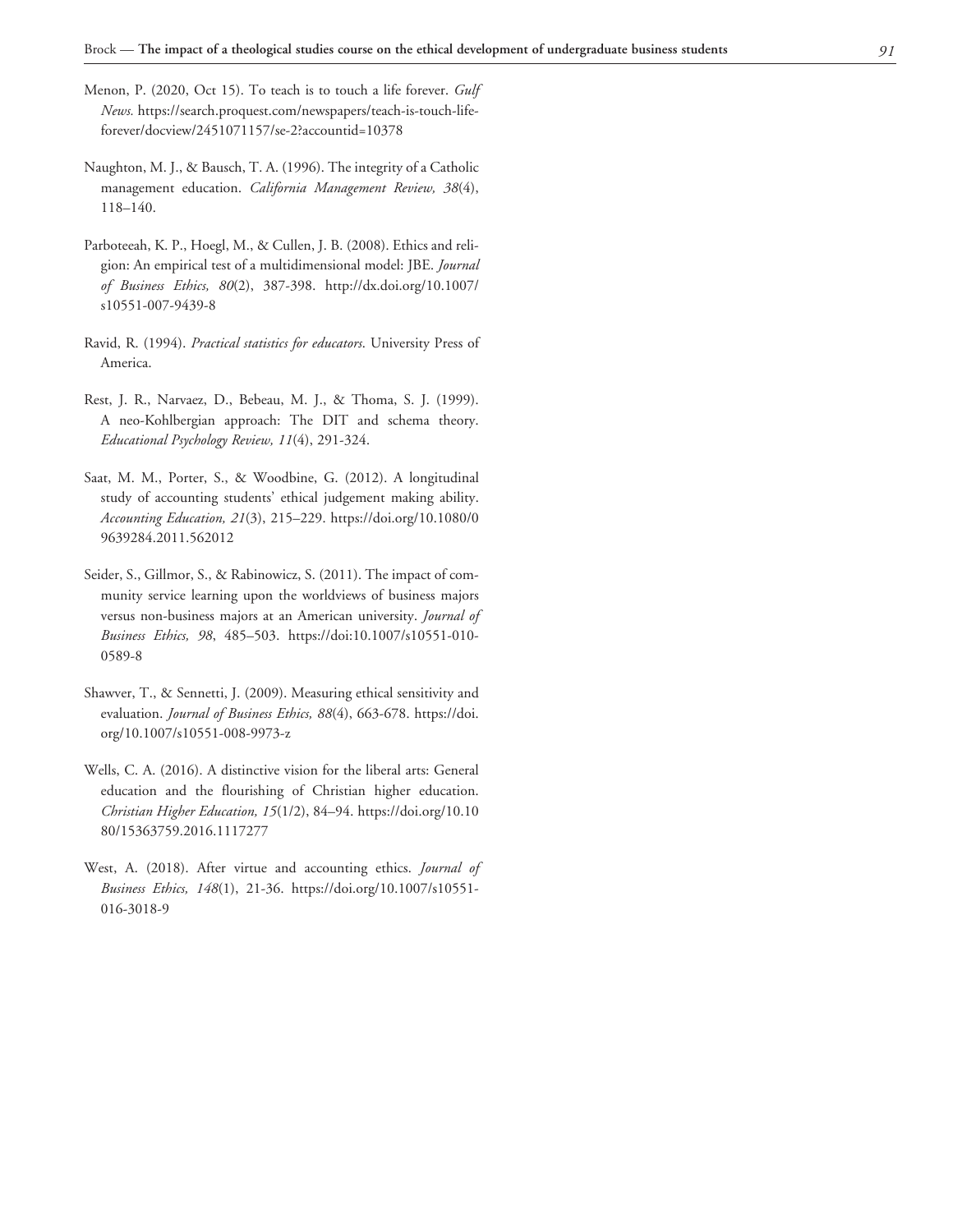Menon, P. (2020, Oct 15). To teach is to touch a life forever. *Gulf News*. https://search.proquest.com/newspapers/teach-is-touch-life-forever/docview/2451071157/se-2?accountid=10378

Naughton, M. J., & Bausch, T. A. (1996). The integrity of a Catholic management education. *California Management Review, 38*(4), 118–140.

Parboteeah, K. P., Hoegl, M., & Cullen, J. B. (2008). Ethics and religion: An empirical test of a multidimensional model: JBE. *Journal of Business Ethics, 80*(2), 387-398. http://dx.doi.org/10.1007/s10551-007-9439-8

Ravid, R. (1994). *Practical statistics for educators*. University Press of America.

Rest, J. R., Narvaez, D., Bebeau, M. J., & Thoma, S. J. (1999). A neo-Kohlbergian approach: The DIT and schema theory. *Educational Psychology Review, 11*(4), 291-324.

Saat, M. M., Porter, S., & Woodbine, G. (2012). A longitudinal study of accounting students' ethical judgement making ability. *Accounting Education, 21*(3), 215–229. https://doi.org/10.1080/09639284.2011.562012

Seider, S., Gillmor, S., & Rabinowicz, S. (2011). The impact of community service learning upon the worldviews of business majors versus non-business majors at an American university. *Journal of Business Ethics, 98*, 485–503. https://doi:10.1007/s10551-010-0589-8

Shawver, T., & Sennetti, J. (2009). Measuring ethical sensitivity and evaluation. *Journal of Business Ethics, 88*(4), 663-678. https://doi.org/10.1007/s10551-008-9973-z

Wells, C. A. (2016). A distinctive vision for the liberal arts: General education and the flourishing of Christian higher education. *Christian Higher Education, 15*(1/2), 84–94. https://doi.org/10.1080/15363759.2016.1117277

West, A. (2018). After virtue and accounting ethics. *Journal of Business Ethics, 148*(1), 21-36. https://doi.org/10.1007/s10551-016-3018-9